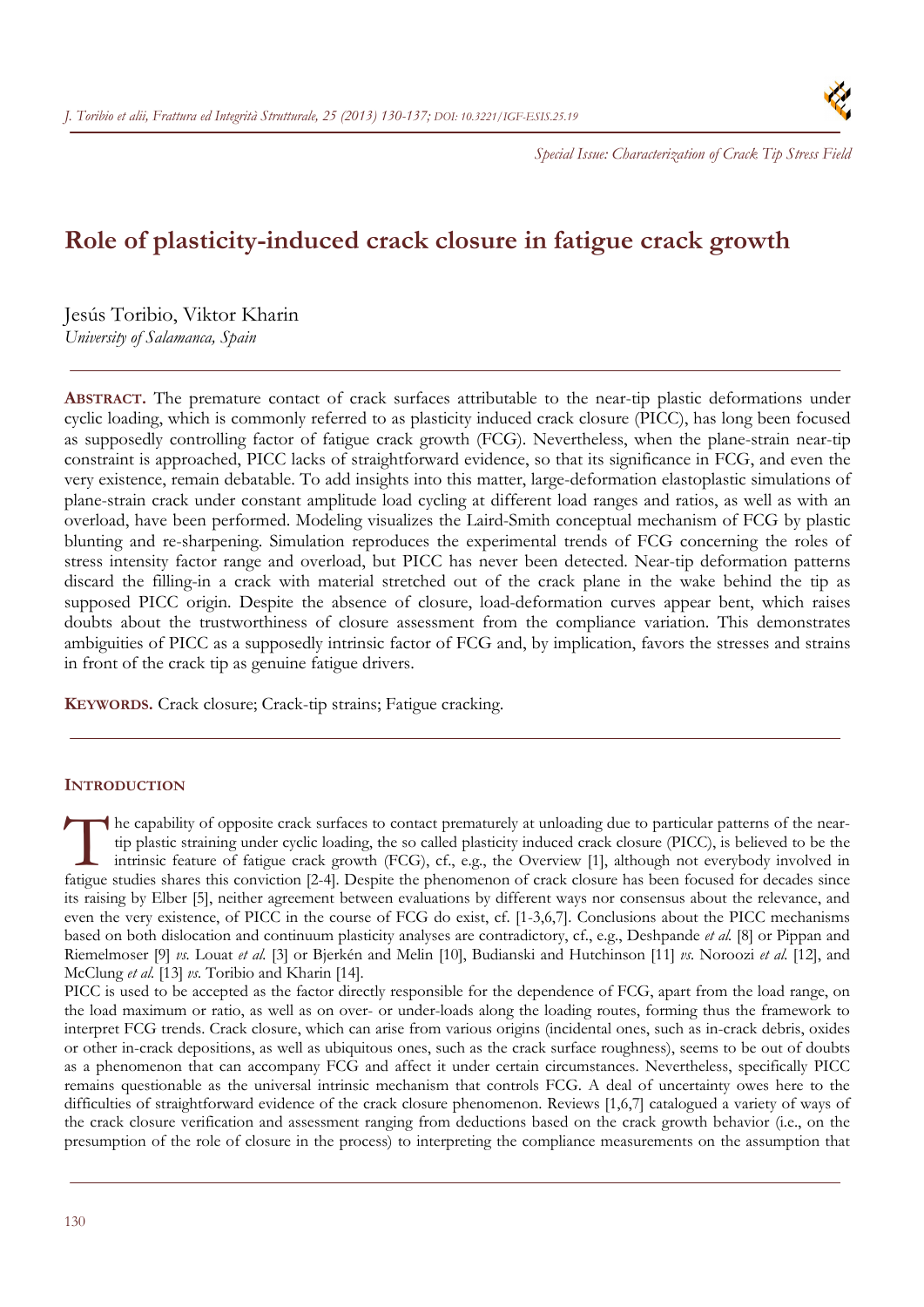*Special Issue: Characterization of Crack Tip Stress Field*

# Role of plasticity-induced crack closure in fatigue crack growth

Jesús Toribio, Viktor Kharin
*University of Salamanca, Spain*

---

**ABSTRACT.** The premature contact of crack surfaces attributable to the near-tip plastic deformations under cyclic loading, which is commonly referred to as plasticity induced crack closure (PICC), has long been focused as supposedly controlling factor of fatigue crack growth (FCG). Nevertheless, when the plane-strain near-tip constraint is approached, PICC lacks of straightforward evidence, so that its significance in FCG, and even the very existence, remain debatable. To add insights into this matter, large-deformation elastoplastic simulations of plane-strain crack under constant amplitude load cycling at different load ranges and ratios, as well as with an overload, have been performed. Modeling visualizes the Laird-Smith conceptual mechanism of FCG by plastic blunting and re-sharpening. Simulation reproduces the experimental trends of FCG concerning the roles of stress intensity factor range and overload, but PICC has never been detected. Near-tip deformation patterns discard the filling-in a crack with material stretched out of the crack plane in the wake behind the tip as supposed PICC origin. Despite the absence of closure, load-deformation curves appear bent, which raises doubts about the trustworthiness of closure assessment from the compliance variation. This demonstrates ambiguities of PICC as a supposedly intrinsic factor of FCG and, by implication, favors the stresses and strains in front of the crack tip as genuine fatigue drivers.

**KEYWORDS.** Crack closure; Crack-tip strains; Fatigue cracking.

---

## INTRODUCTION

The capability of opposite crack surfaces to contact prematurely at unloading due to particular patterns of the near-tip plastic straining under cyclic loading, the so called plasticity induced crack closure (PICC), is believed to be the intrinsic feature of fatigue crack growth (FCG), cf., e.g., the Overview [1], although not everybody involved in fatigue studies shares this conviction [2-4]. Despite the phenomenon of crack closure has been focused for decades since its raising by Elber [5], neither agreement between evaluations by different ways nor consensus about the relevance, and even the very existence, of PICC in the course of FCG do exist, cf. [1-3,6,7]. Conclusions about the PICC mechanisms based on both dislocation and continuum plasticity analyses are contradictory, cf., e.g., Deshpande *et al.* [8] or Pippan and Riemelmoser [9] *vs.* Louat *et al.* [3] or Bjerkén and Melin [10], Budianski and Hutchinson [11] *vs.* Noroozi *et al.* [12], and McClung *et al.* [13] *vs.* Toribio and Kharin [14].

PICC is used to be accepted as the factor directly responsible for the dependence of FCG, apart from the load range, on the load maximum or ratio, as well as on over- or under-loads along the loading routes, forming thus the framework to interpret FCG trends. Crack closure, which can arise from various origins (incidental ones, such as in-crack debris, oxides or other in-crack depositions, as well as ubiquitous ones, such as the crack surface roughness), seems to be out of doubts as a phenomenon that can accompany FCG and affect it under certain circumstances. Nevertheless, specifically PICC remains questionable as the universal intrinsic mechanism that controls FCG. A deal of uncertainty owes here to the difficulties of straightforward evidence of the crack closure phenomenon. Reviews [1,6,7] catalogued a variety of ways of the crack closure verification and assessment ranging from deductions based on the crack growth behavior (i.e., on the presumption of the role of closure in the process) to interpreting the compliance measurements on the assumption that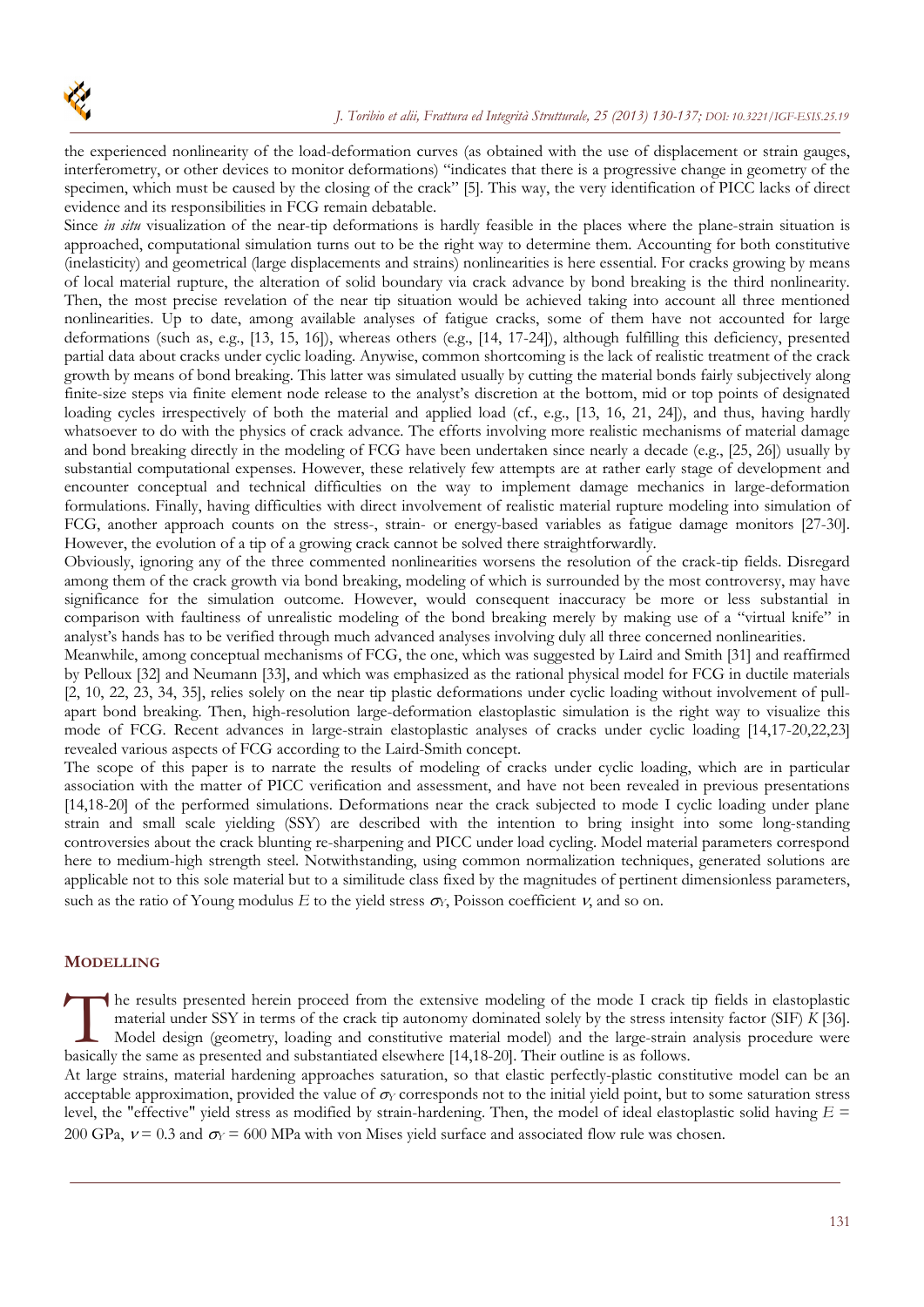the experienced nonlinearity of the load-deformation curves (as obtained with the use of displacement or strain gauges, interferometry, or other devices to monitor deformations) "indicates that there is a progressive change in geometry of the specimen, which must be caused by the closing of the crack" [5]. This way, the very identification of PICC lacks of direct evidence and its responsibilities in FCG remain debatable.

Since *in situ* visualization of the near-tip deformations is hardly feasible in the places where the plane-strain situation is approached, computational simulation turns out to be the right way to determine them. Accounting for both constitutive (inelasticity) and geometrical (large displacements and strains) nonlinearities is here essential. For cracks growing by means of local material rupture, the alteration of solid boundary via crack advance by bond breaking is the third nonlinearity. Then, the most precise revelation of the near tip situation would be achieved taking into account all three mentioned nonlinearities. Up to date, among available analyses of fatigue cracks, some of them have not accounted for large deformations (such as, e.g., [13, 15, 16]), whereas others (e.g., [14, 17-24]), although fulfilling this deficiency, presented partial data about cracks under cyclic loading. Anywise, common shortcoming is the lack of realistic treatment of the crack growth by means of bond breaking. This latter was simulated usually by cutting the material bonds fairly subjectively along finite-size steps via finite element node release to the analyst's discretion at the bottom, mid or top points of designated loading cycles irrespectively of both the material and applied load (cf., e.g., [13, 16, 21, 24]), and thus, having hardly whatsoever to do with the physics of crack advance. The efforts involving more realistic mechanisms of material damage and bond breaking directly in the modeling of FCG have been undertaken since nearly a decade (e.g., [25, 26]) usually by substantial computational expenses. However, these relatively few attempts are at rather early stage of development and encounter conceptual and technical difficulties on the way to implement damage mechanics in large-deformation formulations. Finally, having difficulties with direct involvement of realistic material rupture modeling into simulation of FCG, another approach counts on the stress-, strain- or energy-based variables as fatigue damage monitors [27-30]. However, the evolution of a tip of a growing crack cannot be solved there straightforwardly.

Obviously, ignoring any of the three commented nonlinearities worsens the resolution of the crack-tip fields. Disregard among them of the crack growth via bond breaking, modeling of which is surrounded by the most controversy, may have significance for the simulation outcome. However, would consequent inaccuracy be more or less substantial in comparison with faultiness of unrealistic modeling of the bond breaking merely by making use of a "virtual knife" in analyst's hands has to be verified through much advanced analyses involving duly all three concerned nonlinearities.

Meanwhile, among conceptual mechanisms of FCG, the one, which was suggested by Laird and Smith [31] and reaffirmed by Pelloux [32] and Neumann [33], and which was emphasized as the rational physical model for FCG in ductile materials [2, 10, 22, 23, 34, 35], relies solely on the near tip plastic deformations under cyclic loading without involvement of pull-apart bond breaking. Then, high-resolution large-deformation elastoplastic simulation is the right way to visualize this mode of FCG. Recent advances in large-strain elastoplastic analyses of cracks under cyclic loading [14,17-20,22,23] revealed various aspects of FCG according to the Laird-Smith concept.

The scope of this paper is to narrate the results of modeling of cracks under cyclic loading, which are in particular association with the matter of PICC verification and assessment, and have not been revealed in previous presentations [14,18-20] of the performed simulations. Deformations near the crack subjected to mode I cyclic loading under plane strain and small scale yielding (SSY) are described with the intention to bring insight into some long-standing controversies about the crack blunting re-sharpening and PICC under load cycling. Model material parameters correspond here to medium-high strength steel. Notwithstanding, using common normalization techniques, generated solutions are applicable not to this sole material but to a similitude class fixed by the magnitudes of pertinent dimensionless parameters, such as the ratio of Young modulus $E$ to the yield stress $\sigma_Y$, Poisson coefficient $\nu$, and so on.

## MODELLING

The results presented herein proceed from the extensive modeling of the mode I crack tip fields in elastoplastic material under SSY in terms of the crack tip autonomy dominated solely by the stress intensity factor (SIF) $K$ [36]. Model design (geometry, loading and constitutive material model) and the large-strain analysis procedure were basically the same as presented and substantiated elsewhere [14,18-20]. Their outline is as follows.

At large strains, material hardening approaches saturation, so that elastic perfectly-plastic constitutive model can be an acceptable approximation, provided the value of $\sigma_Y$ corresponds not to the initial yield point, but to some saturation stress level, the "effective" yield stress as modified by strain-hardening. Then, the model of ideal elastoplastic solid having $E$ = 200 GPa, $\nu$ = 0.3 and $\sigma_Y$ = 600 MPa with von Mises yield surface and associated flow rule was chosen.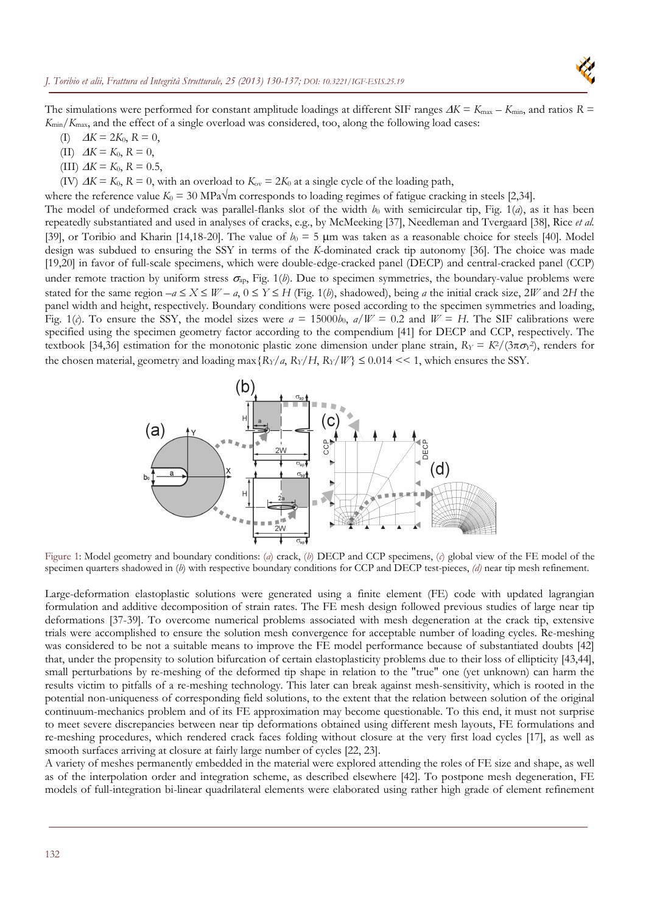The simulations were performed for constant amplitude loadings at different SIF ranges $\Delta K = K_{max} - K_{min}$, and ratios $R = K_{min}/K_{max}$, and the effect of a single overload was considered, too, along the following load cases:

(I) $\Delta K = 2K_0$, $R = 0$,

(II) $\Delta K = K_0$, $R = 0$,

(III) $\Delta K = K_0$, $R = 0.5$,

(IV) $\Delta K = K_0$, $R = 0$, with an overload to $K_{ov} = 2K_0$ at a single cycle of the loading path,

where the reference value $K_0 = 30$ MPa$\sqrt{\text{m}}$ corresponds to loading regimes of fatigue cracking in steels [2,34].

The model of undeformed crack was parallel-flanks slot of the width $b_0$ with semicircular tip, Fig. 1(*a*), as it has been repeatedly substantiated and used in analyses of cracks, e.g., by McMeeking [37], Needleman and Tvergaard [38], Rice *et al.* [39], or Toribio and Kharin [14,18-20]. The value of $b_0 = 5$ μm was taken as a reasonable choice for steels [40]. Model design was subdued to ensuring the SSY in terms of the *K*-dominated crack tip autonomy [36]. The choice was made [19,20] in favor of full-scale specimens, which were double-edge-cracked panel (DECP) and central-cracked panel (CCP) under remote traction by uniform stress $\sigma_{ap}$, Fig. 1(*b*). Due to specimen symmetries, the boundary-value problems were stated for the same region $-a \leq X \leq W - a$, $0 \leq Y \leq H$ (Fig. 1(*b*), shadowed), being *a* the initial crack size, $2W$ and $2H$ the panel width and height, respectively. Boundary conditions were posed according to the specimen symmetries and loading, Fig. 1(*c*). To ensure the SSY, the model sizes were $a = 15000b_0$, $a/W = 0.2$ and $W = H$. The SIF calibrations were specified using the specimen geometry factor according to the compendium [41] for DECP and CCP, respectively. The textbook [34,36] estimation for the monotonic plastic zone dimension under plane strain, $R_Y = K^2/(3\pi\sigma_Y^2)$, renders for the chosen material, geometry and loading $\max\{R_Y/a, R_Y/H, R_Y/W\} \leq 0.014 << 1$, which ensures the SSY.

Figure 1: Model geometry and boundary conditions: (*a*) crack, (*b*) DECP and CCP specimens, (*c*) global view of the FE model of the specimen quarters shadowed in (*b*) with respective boundary conditions for CCP and DECP test-pieces, *(d)* near tip mesh refinement.

Large-deformation elastoplastic solutions were generated using a finite element (FE) code with updated lagrangian formulation and additive decomposition of strain rates. The FE mesh design followed previous studies of large near tip deformations [37-39]. To overcome numerical problems associated with mesh degeneration at the crack tip, extensive trials were accomplished to ensure the solution mesh convergence for acceptable number of loading cycles. Re-meshing was considered to be not a suitable means to improve the FE model performance because of substantiated doubts [42] that, under the propensity to solution bifurcation of certain elastoplasticity problems due to their loss of ellipticity [43,44], small perturbations by re-meshing of the deformed tip shape in relation to the "true" one (yet unknown) can harm the results victim to pitfalls of a re-meshing technology. This later can break against mesh-sensitivity, which is rooted in the potential non-uniqueness of corresponding field solutions, to the extent that the relation between solution of the original continuum-mechanics problem and of its FE approximation may become questionable. To this end, it must not surprise to meet severe discrepancies between near tip deformations obtained using different mesh layouts, FE formulations and re-meshing procedures, which rendered crack faces folding without closure at the very first load cycles [17], as well as smooth surfaces arriving at closure at fairly large number of cycles [22, 23].

A variety of meshes permanently embedded in the material were explored attending the roles of FE size and shape, as well as of the interpolation order and integration scheme, as described elsewhere [42]. To postpone mesh degeneration, FE models of full-integration bi-linear quadrilateral elements were elaborated using rather high grade of element refinement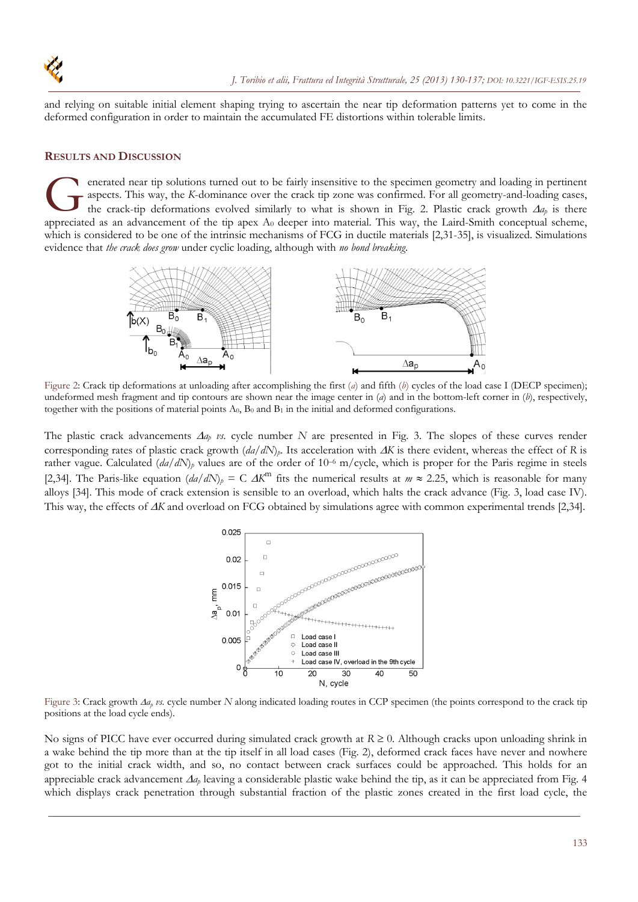and relying on suitable initial element shaping trying to ascertain the near tip deformation patterns yet to come in the deformed configuration in order to maintain the accumulated FE distortions within tolerable limits.

## RESULTS AND DISCUSSION

Generated near tip solutions turned out to be fairly insensitive to the specimen geometry and loading in pertinent aspects. This way, the *K*-dominance over the crack tip zone was confirmed. For all geometry-and-loading cases, the crack-tip deformations evolved similarly to what is shown in Fig. 2. Plastic crack growth $\Delta a_p$ is there appreciated as an advancement of the tip apex $A_0$ deeper into material. This way, the Laird-Smith conceptual scheme, which is considered to be one of the intrinsic mechanisms of FCG in ductile materials [2,31-35], is visualized. Simulations evidence that *the crack does grow* under cyclic loading, although with *no bond breaking*.

Figure 2: Crack tip deformations at unloading after accomplishing the first (*a*) and fifth (*b*) cycles of the load case I (DECP specimen); undeformed mesh fragment and tip contours are shown near the image center in (*a*) and in the bottom-left corner in (*b*), respectively, together with the positions of material points $A_0$, $B_0$ and $B_1$ in the initial and deformed configurations.

The plastic crack advancements $\Delta a_p$ *vs.* cycle number *N* are presented in Fig. 3. The slopes of these curves render corresponding rates of plastic crack growth $(da/dN)_p$. Its acceleration with $\Delta K$ is there evident, whereas the effect of *R* is rather vague. Calculated $(da/dN)_p$ values are of the order of $10^{-6}$ m/cycle, which is proper for the Paris regime in steels [2,34]. The Paris-like equation $(da/dN)_p = C\ \Delta K^m$ fits the numerical results at $m \approx 2.25$, which is reasonable for many alloys [34]. This mode of crack extension is sensible to an overload, which halts the crack advance (Fig. 3, load case IV). This way, the effects of $\Delta K$ and overload on FCG obtained by simulations agree with common experimental trends [2,34].

Figure 3: Crack growth $\Delta a_p$ *vs.* cycle number *N* along indicated loading routes in CCP specimen (the points correspond to the crack tip positions at the load cycle ends).

No signs of PICC have ever occurred during simulated crack growth at $R \geq 0$. Although cracks upon unloading shrink in a wake behind the tip more than at the tip itself in all load cases (Fig. 2), deformed crack faces have never and nowhere got to the initial crack width, and so, no contact between crack surfaces could be approached. This holds for an appreciable crack advancement $\Delta a_p$ leaving a considerable plastic wake behind the tip, as it can be appreciated from Fig. 4 which displays crack penetration through substantial fraction of the plastic zones created in the first load cycle, the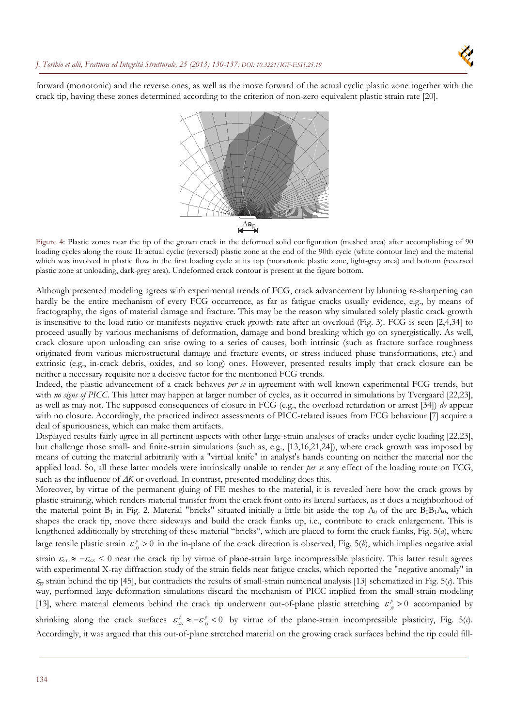forward (monotonic) and the reverse ones, as well as the move forward of the actual cyclic plastic zone together with the crack tip, having these zones determined according to the criterion of non-zero equivalent plastic strain rate [20].

Figure 4: Plastic zones near the tip of the grown crack in the deformed solid configuration (meshed area) after accomplishing of 90 loading cycles along the route II: actual cyclic (reversed) plastic zone at the end of the 90th cycle (white contour line) and the material which was involved in plastic flow in the first loading cycle at its top (monotonic plastic zone, light-grey area) and bottom (reversed plastic zone at unloading, dark-grey area). Undeformed crack contour is present at the figure bottom.

Although presented modeling agrees with experimental trends of FCG, crack advancement by blunting re-sharpening can hardly be the entire mechanism of every FCG occurrence, as far as fatigue cracks usually evidence, e.g., by means of fractography, the signs of material damage and fracture. This may be the reason why simulated solely plastic crack growth is insensitive to the load ratio or manifests negative crack growth rate after an overload (Fig. 3). FCG is seen [2,4,34] to proceed usually by various mechanisms of deformation, damage and bond breaking which go on synergistically. As well, crack closure upon unloading can arise owing to a series of causes, both intrinsic (such as fracture surface roughness originated from various microstructural damage and fracture events, or stress-induced phase transformations, etc.) and extrinsic (e.g., in-crack debris, oxides, and so long) ones. However, presented results imply that crack closure can be neither a necessary requisite nor a decisive factor for the mentioned FCG trends.

Indeed, the plastic advancement of a crack behaves *per se* in agreement with well known experimental FCG trends, but with *no signs of PICC*. This latter may happen at larger number of cycles, as it occurred in simulations by Tvergaard [22,23], as well as may not. The supposed consequences of closure in FCG (e.g., the overload retardation or arrest [34]) *do* appear with no closure. Accordingly, the practiced indirect assessments of PICC-related issues from FCG behaviour [7] acquire a deal of spuriousness, which can make them artifacts.

Displayed results fairly agree in all pertinent aspects with other large-strain analyses of cracks under cyclic loading [22,23], but challenge those small- and finite-strain simulations (such as, e.g., [13,16,21,24]), where crack growth was imposed by means of cutting the material arbitrarily with a "virtual knife" in analyst's hands counting on neither the material nor the applied load. So, all these latter models were intrinsically unable to render *per se* any effect of the loading route on FCG, such as the influence of $\Delta K$ or overload. In contrast, presented modeling does this.

Moreover, by virtue of the permanent gluing of FE meshes to the material, it is revealed here how the crack grows by plastic straining, which renders material transfer from the crack front onto its lateral surfaces, as it does a neighborhood of the material point $B_1$ in Fig. 2. Material "bricks" situated initially a little bit aside the top $A_0$ of the arc $B_0B_1A_0$, which shapes the crack tip, move there sideways and build the crack flanks up, i.e., contribute to crack enlargement. This is lengthened additionally by stretching of these material "bricks", which are placed to form the crack flanks, Fig. 5(*a*), where large tensile plastic strain $\varepsilon_{yy}^{p} > 0$ in the in-plane of the crack direction is observed, Fig. 5(*b*), which implies negative axial strain $\varepsilon_{YY} \approx -\varepsilon_{XX} < 0$ near the crack tip by virtue of plane-strain large incompressible plasticity. This latter result agrees with experimental X-ray diffraction study of the strain fields near fatigue cracks, which reported the "negative anomaly" in $\varepsilon_{yy}$ strain behind the tip [45], but contradicts the results of small-strain numerical analysis [13] schematized in Fig. 5(*c*). This way, performed large-deformation simulations discard the mechanism of PICC implied from the small-strain modeling [13], where material elements behind the crack tip underwent out-of-plane plastic stretching $\varepsilon_{yy}^{p} > 0$ accompanied by shrinking along the crack surfaces $\varepsilon_{xx}^{p} \approx -\varepsilon_{yy}^{p} < 0$ by virtue of the plane-strain incompressible plasticity, Fig. 5(*c*). Accordingly, it was argued that this out-of-plane stretched material on the growing crack surfaces behind the tip could fill-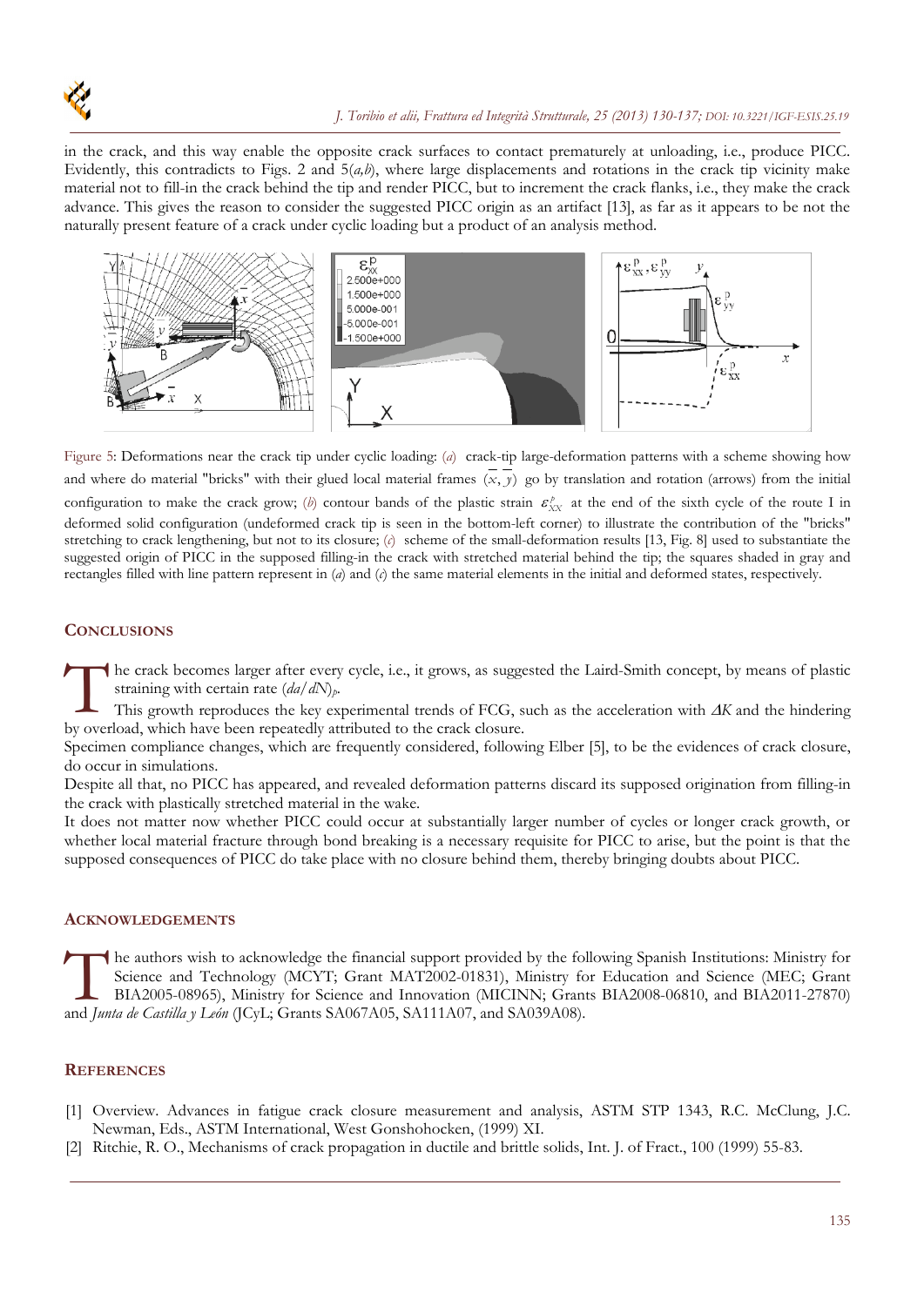in the crack, and this way enable the opposite crack surfaces to contact prematurely at unloading, i.e., produce PICC. Evidently, this contradicts to Figs. 2 and 5(*a,b*), where large displacements and rotations in the crack tip vicinity make material not to fill-in the crack behind the tip and render PICC, but to increment the crack flanks, i.e., they make the crack advance. This gives the reason to consider the suggested PICC origin as an artifact [13], as far as it appears to be not the naturally present feature of a crack under cyclic loading but a product of an analysis method.

Figure 5: Deformations near the crack tip under cyclic loading: (*a*) crack-tip large-deformation patterns with a scheme showing how and where do material "bricks" with their glued local material frames $(\bar{x}, \bar{y})$ go by translation and rotation (arrows) from the initial configuration to make the crack grow; (*b*) contour bands of the plastic strain $\varepsilon^{p}_{XX}$ at the end of the sixth cycle of the route I in deformed solid configuration (undeformed crack tip is seen in the bottom-left corner) to illustrate the contribution of the "bricks" stretching to crack lengthening, but not to its closure; (*c*) scheme of the small-deformation results [13, Fig. 8] used to substantiate the suggested origin of PICC in the supposed filling-in the crack with stretched material behind the tip; the squares shaded in gray and rectangles filled with line pattern represent in (*a*) and (*c*) the same material elements in the initial and deformed states, respectively.

## Conclusions

The crack becomes larger after every cycle, i.e., it grows, as suggested the Laird-Smith concept, by means of plastic straining with certain rate $(da/dN)_p$.

This growth reproduces the key experimental trends of FCG, such as the acceleration with $\Delta K$ and the hindering by overload, which have been repeatedly attributed to the crack closure.

Specimen compliance changes, which are frequently considered, following Elber [5], to be the evidences of crack closure, do occur in simulations.

Despite all that, no PICC has appeared, and revealed deformation patterns discard its supposed origination from filling-in the crack with plastically stretched material in the wake.

It does not matter now whether PICC could occur at substantially larger number of cycles or longer crack growth, or whether local material fracture through bond breaking is a necessary requisite for PICC to arise, but the point is that the supposed consequences of PICC do take place with no closure behind them, thereby bringing doubts about PICC.

## Acknowledgements

The authors wish to acknowledge the financial support provided by the following Spanish Institutions: Ministry for Science and Technology (MCYT; Grant MAT2002-01831), Ministry for Education and Science (MEC; Grant BIA2005-08965), Ministry for Science and Innovation (MICINN; Grants BIA2008-06810, and BIA2011-27870) and *Junta de Castilla y León* (JCyL; Grants SA067A05, SA111A07, and SA039A08).

## References

[1] Overview. Advances in fatigue crack closure measurement and analysis, ASTM STP 1343, R.C. McClung, J.C. Newman, Eds., ASTM International, West Gonshohocken, (1999) XI.

[2] Ritchie, R. O., Mechanisms of crack propagation in ductile and brittle solids, Int. J. of Fract., 100 (1999) 55-83.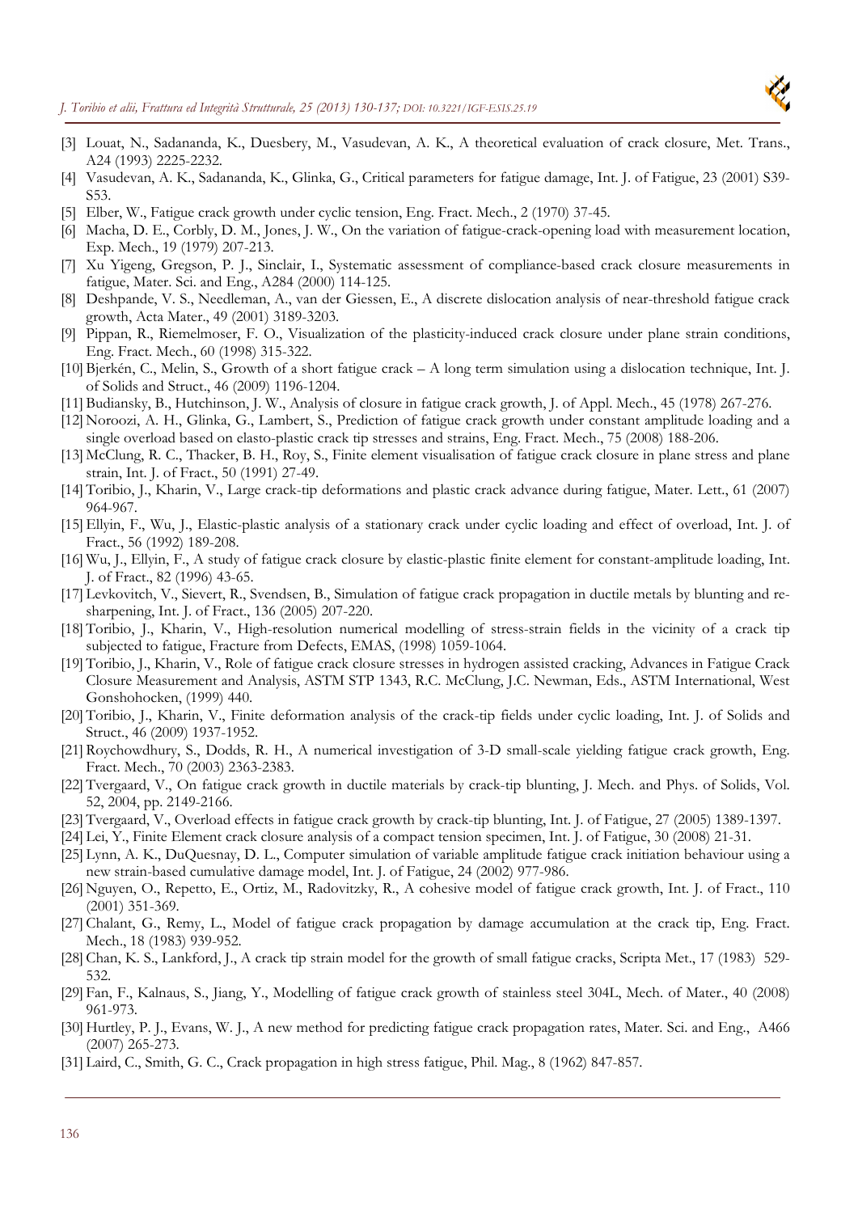[3] Louat, N., Sadananda, K., Duesbery, M., Vasudevan, A. K., A theoretical evaluation of crack closure, Met. Trans., A24 (1993) 2225-2232.

[4] Vasudevan, A. K., Sadananda, K., Glinka, G., Critical parameters for fatigue damage, Int. J. of Fatigue, 23 (2001) S39-S53.

[5] Elber, W., Fatigue crack growth under cyclic tension, Eng. Fract. Mech., 2 (1970) 37-45.

[6] Macha, D. E., Corbly, D. M., Jones, J. W., On the variation of fatigue-crack-opening load with measurement location, Exp. Mech., 19 (1979) 207-213.

[7] Xu Yigeng, Gregson, P. J., Sinclair, I., Systematic assessment of compliance-based crack closure measurements in fatigue, Mater. Sci. and Eng., A284 (2000) 114-125.

[8] Deshpande, V. S., Needleman, A., van der Giessen, E., A discrete dislocation analysis of near-threshold fatigue crack growth, Acta Mater., 49 (2001) 3189-3203.

[9] Pippan, R., Riemelmoser, F. O., Visualization of the plasticity-induced crack closure under plane strain conditions, Eng. Fract. Mech., 60 (1998) 315-322.

[10] Bjerkén, C., Melin, S., Growth of a short fatigue crack – A long term simulation using a dislocation technique, Int. J. of Solids and Struct., 46 (2009) 1196-1204.

[11] Budiansky, B., Hutchinson, J. W., Analysis of closure in fatigue crack growth, J. of Appl. Mech., 45 (1978) 267-276.

[12] Noroozi, A. H., Glinka, G., Lambert, S., Prediction of fatigue crack growth under constant amplitude loading and a single overload based on elasto-plastic crack tip stresses and strains, Eng. Fract. Mech., 75 (2008) 188-206.

[13] McClung, R. C., Thacker, B. H., Roy, S., Finite element visualisation of fatigue crack closure in plane stress and plane strain, Int. J. of Fract., 50 (1991) 27-49.

[14] Toribio, J., Kharin, V., Large crack-tip deformations and plastic crack advance during fatigue, Mater. Lett., 61 (2007) 964-967.

[15] Ellyin, F., Wu, J., Elastic-plastic analysis of a stationary crack under cyclic loading and effect of overload, Int. J. of Fract., 56 (1992) 189-208.

[16] Wu, J., Ellyin, F., A study of fatigue crack closure by elastic-plastic finite element for constant-amplitude loading, Int. J. of Fract., 82 (1996) 43-65.

[17] Levkovitch, V., Sievert, R., Svendsen, B., Simulation of fatigue crack propagation in ductile metals by blunting and re-sharpening, Int. J. of Fract., 136 (2005) 207-220.

[18] Toribio, J., Kharin, V., High-resolution numerical modelling of stress-strain fields in the vicinity of a crack tip subjected to fatigue, Fracture from Defects, EMAS, (1998) 1059-1064.

[19] Toribio, J., Kharin, V., Role of fatigue crack closure stresses in hydrogen assisted cracking, Advances in Fatigue Crack Closure Measurement and Analysis, ASTM STP 1343, R.C. McClung, J.C. Newman, Eds., ASTM International, West Gonshohocken, (1999) 440.

[20] Toribio, J., Kharin, V., Finite deformation analysis of the crack-tip fields under cyclic loading, Int. J. of Solids and Struct., 46 (2009) 1937-1952.

[21] Roychowdhury, S., Dodds, R. H., A numerical investigation of 3-D small-scale yielding fatigue crack growth, Eng. Fract. Mech., 70 (2003) 2363-2383.

[22] Tvergaard, V., On fatigue crack growth in ductile materials by crack-tip blunting, J. Mech. and Phys. of Solids, Vol. 52, 2004, pp. 2149-2166.

[23] Tvergaard, V., Overload effects in fatigue crack growth by crack-tip blunting, Int. J. of Fatigue, 27 (2005) 1389-1397.

[24] Lei, Y., Finite Element crack closure analysis of a compact tension specimen, Int. J. of Fatigue, 30 (2008) 21-31.

[25] Lynn, A. K., DuQuesnay, D. L., Computer simulation of variable amplitude fatigue crack initiation behaviour using a new strain-based cumulative damage model, Int. J. of Fatigue, 24 (2002) 977-986.

[26] Nguyen, O., Repetto, E., Ortiz, M., Radovitzky, R., A cohesive model of fatigue crack growth, Int. J. of Fract., 110 (2001) 351-369.

[27] Chalant, G., Remy, L., Model of fatigue crack propagation by damage accumulation at the crack tip, Eng. Fract. Mech., 18 (1983) 939-952.

[28] Chan, K. S., Lankford, J., A crack tip strain model for the growth of small fatigue cracks, Scripta Met., 17 (1983) 529-532.

[29] Fan, F., Kalnaus, S., Jiang, Y., Modelling of fatigue crack growth of stainless steel 304L, Mech. of Mater., 40 (2008) 961-973.

[30] Hurtley, P. J., Evans, W. J., A new method for predicting fatigue crack propagation rates, Mater. Sci. and Eng., A466 (2007) 265-273.

[31] Laird, C., Smith, G. C., Crack propagation in high stress fatigue, Phil. Mag., 8 (1962) 847-857.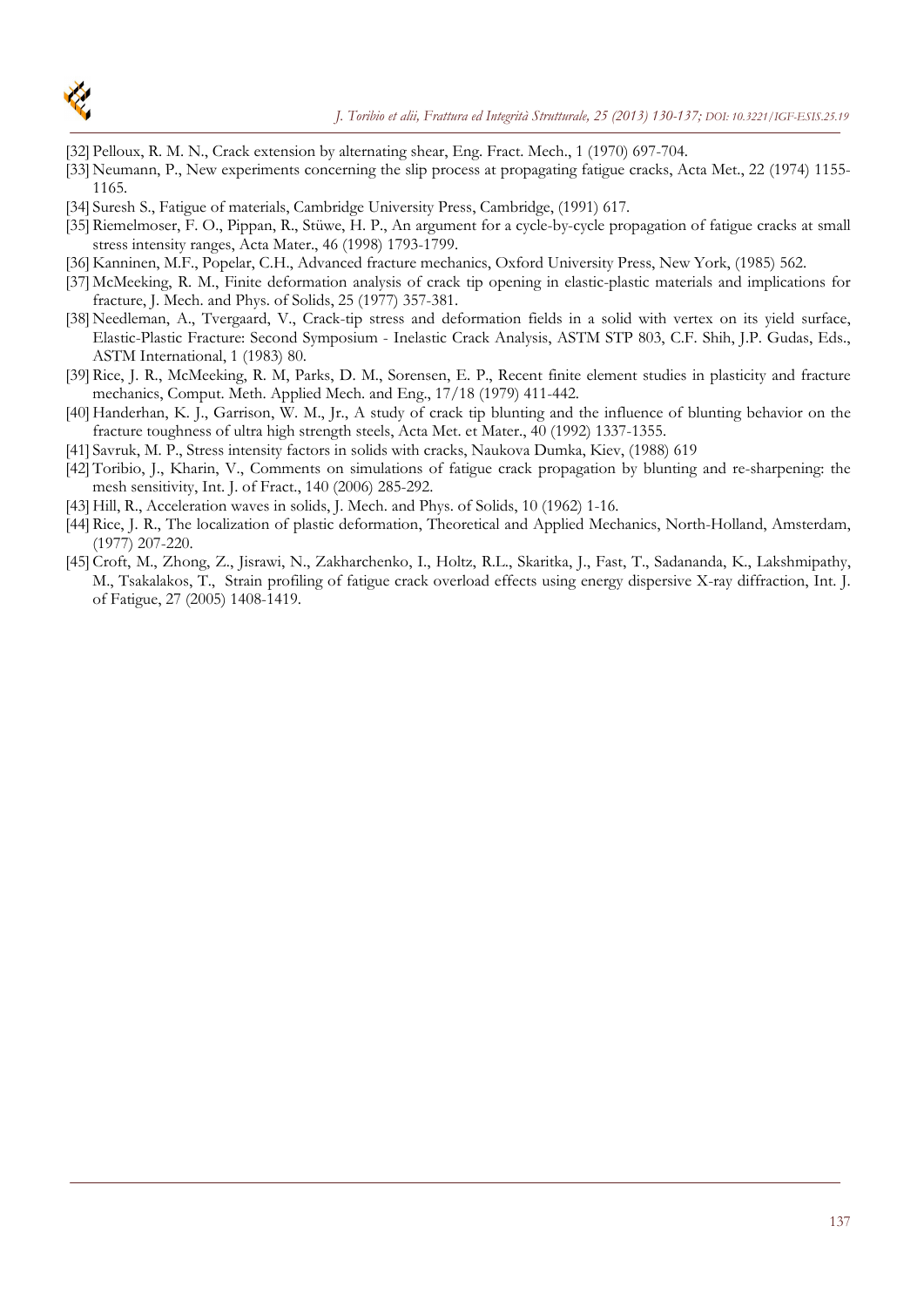[32] Pelloux, R. M. N., Crack extension by alternating shear, Eng. Fract. Mech., 1 (1970) 697-704.

[33] Neumann, P., New experiments concerning the slip process at propagating fatigue cracks, Acta Met., 22 (1974) 1155-1165.

[34] Suresh S., Fatigue of materials, Cambridge University Press, Cambridge, (1991) 617.

[35] Riemelmoser, F. O., Pippan, R., Stüwe, H. P., An argument for a cycle-by-cycle propagation of fatigue cracks at small stress intensity ranges, Acta Mater., 46 (1998) 1793-1799.

[36] Kanninen, M.F., Popelar, C.H., Advanced fracture mechanics, Oxford University Press, New York, (1985) 562.

[37] McMeeking, R. M., Finite deformation analysis of crack tip opening in elastic-plastic materials and implications for fracture, J. Mech. and Phys. of Solids, 25 (1977) 357-381.

[38] Needleman, A., Tvergaard, V., Crack-tip stress and deformation fields in a solid with vertex on its yield surface, Elastic-Plastic Fracture: Second Symposium - Inelastic Crack Analysis, ASTM STP 803, C.F. Shih, J.P. Gudas, Eds., ASTM International, 1 (1983) 80.

[39] Rice, J. R., McMeeking, R. M, Parks, D. M., Sorensen, E. P., Recent finite element studies in plasticity and fracture mechanics, Comput. Meth. Applied Mech. and Eng., 17/18 (1979) 411-442.

[40] Handerhan, K. J., Garrison, W. M., Jr., A study of crack tip blunting and the influence of blunting behavior on the fracture toughness of ultra high strength steels, Acta Met. et Mater., 40 (1992) 1337-1355.

[41] Savruk, M. P., Stress intensity factors in solids with cracks, Naukova Dumka, Kiev, (1988) 619

[42] Toribio, J., Kharin, V., Comments on simulations of fatigue crack propagation by blunting and re-sharpening: the mesh sensitivity, Int. J. of Fract., 140 (2006) 285-292.

[43] Hill, R., Acceleration waves in solids, J. Mech. and Phys. of Solids, 10 (1962) 1-16.

[44] Rice, J. R., The localization of plastic deformation, Theoretical and Applied Mechanics, North-Holland, Amsterdam, (1977) 207-220.

[45] Croft, M., Zhong, Z., Jisrawi, N., Zakharchenko, I., Holtz, R.L., Skaritka, J., Fast, T., Sadananda, K., Lakshmipathy, M., Tsakalakos, T., Strain profiling of fatigue crack overload effects using energy dispersive X-ray diffraction, Int. J. of Fatigue, 27 (2005) 1408-1419.